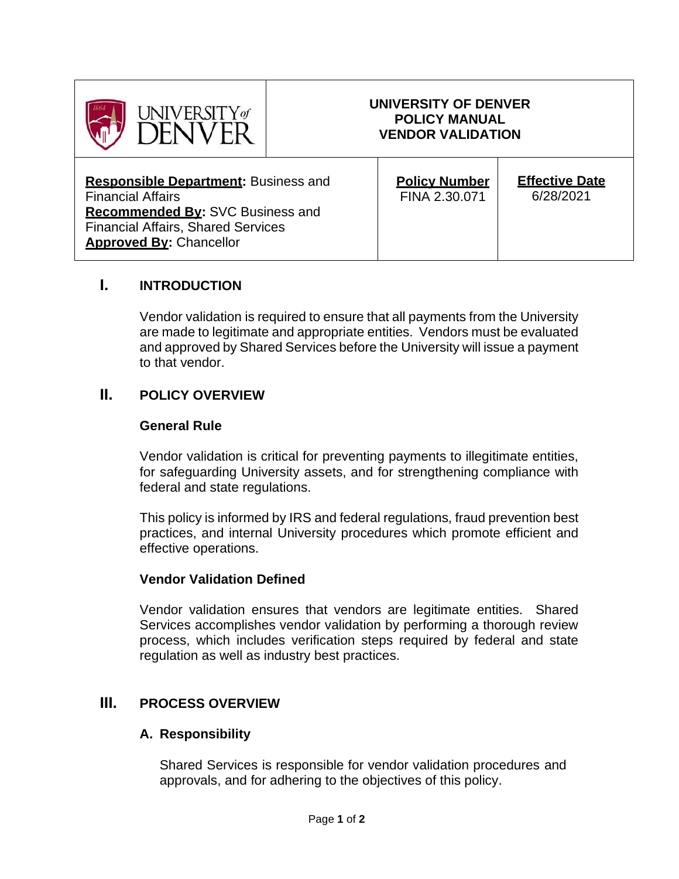| UNIVERSITY of DENVER | UNIVERSITY OF DENVER<br>POLICY MANUAL<br>VENDOR VALIDATION | |
|---|---|---|
| **Responsible Department:** Business and Financial Affairs<br>**Recommended By:** SVC Business and Financial Affairs, Shared Services<br>**Approved By:** Chancellor | **Policy Number**<br>FINA 2.30.071 | **Effective Date**<br>6/28/2021 |

## I. INTRODUCTION

Vendor validation is required to ensure that all payments from the University are made to legitimate and appropriate entities. Vendors must be evaluated and approved by Shared Services before the University will issue a payment to that vendor.

## II. POLICY OVERVIEW

### General Rule

Vendor validation is critical for preventing payments to illegitimate entities, for safeguarding University assets, and for strengthening compliance with federal and state regulations.

This policy is informed by IRS and federal regulations, fraud prevention best practices, and internal University procedures which promote efficient and effective operations.

### Vendor Validation Defined

Vendor validation ensures that vendors are legitimate entities. Shared Services accomplishes vendor validation by performing a thorough review process, which includes verification steps required by federal and state regulation as well as industry best practices.

## III. PROCESS OVERVIEW

### A. Responsibility

Shared Services is responsible for vendor validation procedures and approvals, and for adhering to the objectives of this policy.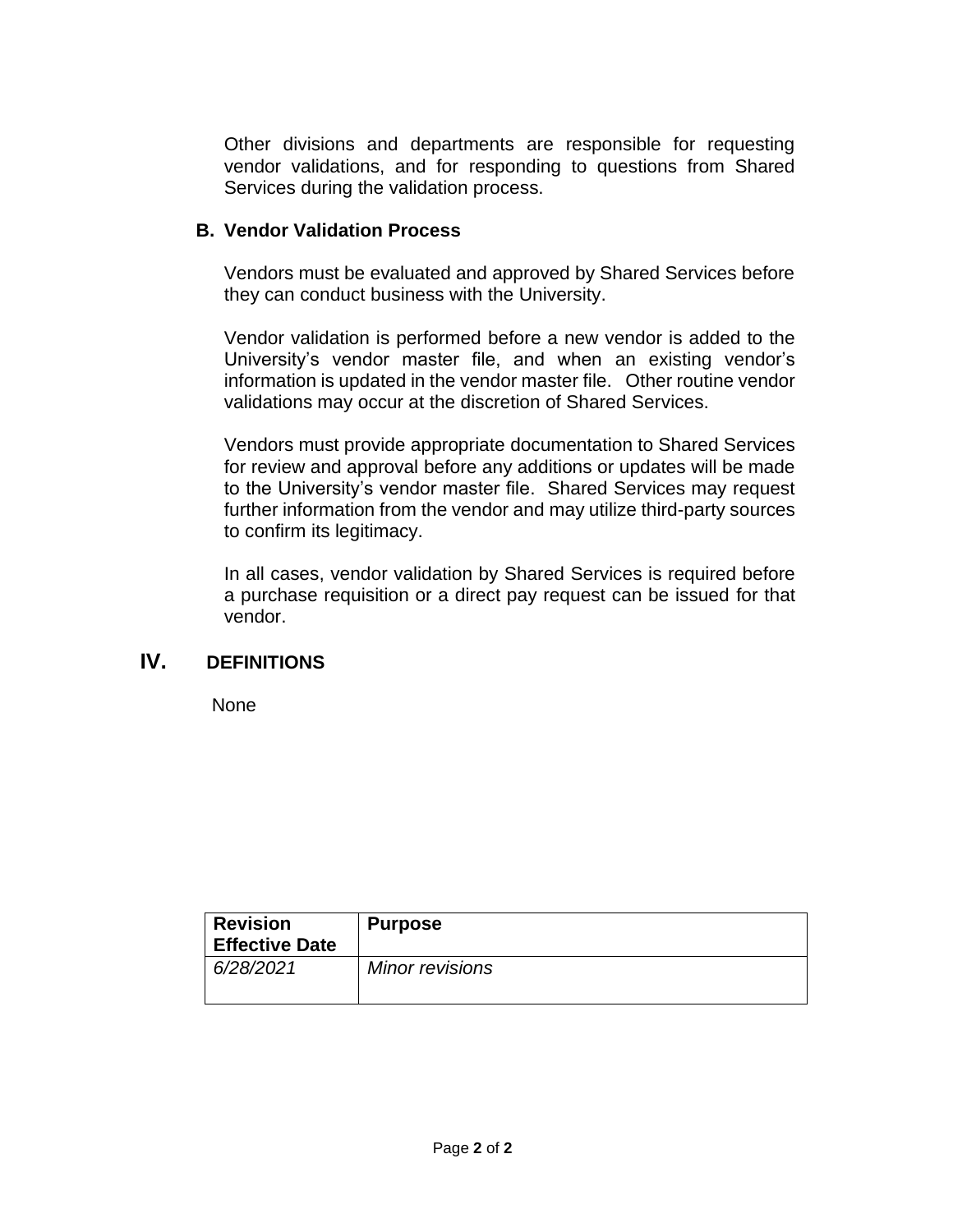Other divisions and departments are responsible for requesting vendor validations, and for responding to questions from Shared Services during the validation process.

### B. Vendor Validation Process

Vendors must be evaluated and approved by Shared Services before they can conduct business with the University.

Vendor validation is performed before a new vendor is added to the University's vendor master file, and when an existing vendor's information is updated in the vendor master file. Other routine vendor validations may occur at the discretion of Shared Services.

Vendors must provide appropriate documentation to Shared Services for review and approval before any additions or updates will be made to the University's vendor master file. Shared Services may request further information from the vendor and may utilize third-party sources to confirm its legitimacy.

In all cases, vendor validation by Shared Services is required before a purchase requisition or a direct pay request can be issued for that vendor.

## IV. DEFINITIONS

None

| Revision Effective Date | Purpose |
| --- | --- |
| *6/28/2021* | *Minor revisions* |